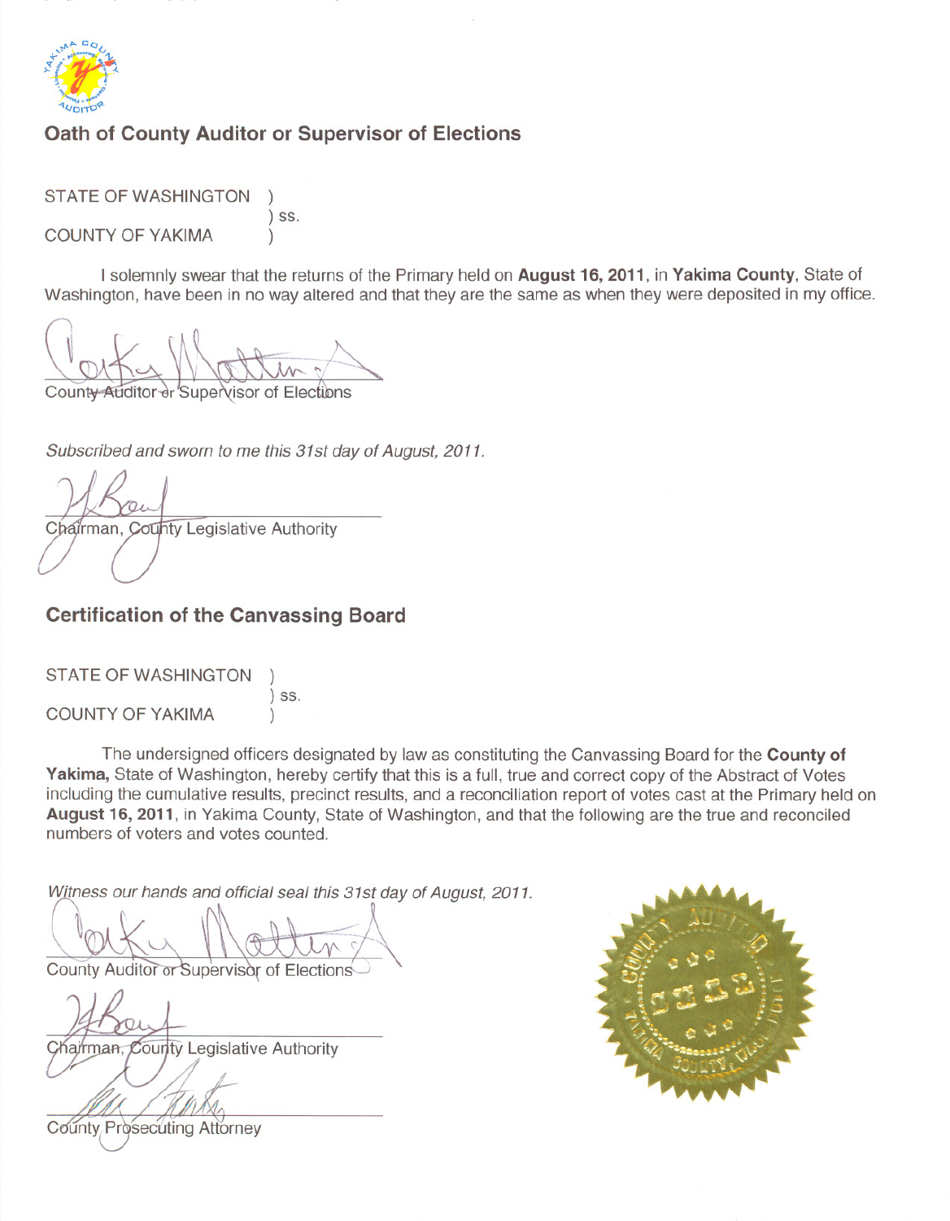## Oath of County Auditor or Supervisor of Elections

STATE OF WASHINGTON )
) ss.
COUNTY OF YAKIMA )

I solemnly swear that the returns of the Primary held on **August 16, 2011**, in **Yakima County**, State of Washington, have been in no way altered and that they are the same as when they were deposited in my office.

County Auditor or Supervisor of Elections

*Subscribed and sworn to me this 31st day of August, 2011.*

Chairman, County Legislative Authority

## Certification of the Canvassing Board

STATE OF WASHINGTON )
) ss.
COUNTY OF YAKIMA )

The undersigned officers designated by law as constituting the Canvassing Board for the **County of Yakima,** State of Washington, hereby certify that this is a full, true and correct copy of the Abstract of Votes including the cumulative results, precinct results, and a reconciliation report of votes cast at the Primary held on **August 16, 2011**, in Yakima County, State of Washington, and that the following are the true and reconciled numbers of voters and votes counted.

*Witness our hands and official seal this 31st day of August, 2011.*

County Auditor or Supervisor of Elections

Chairman, County Legislative Authority

County Prosecuting Attorney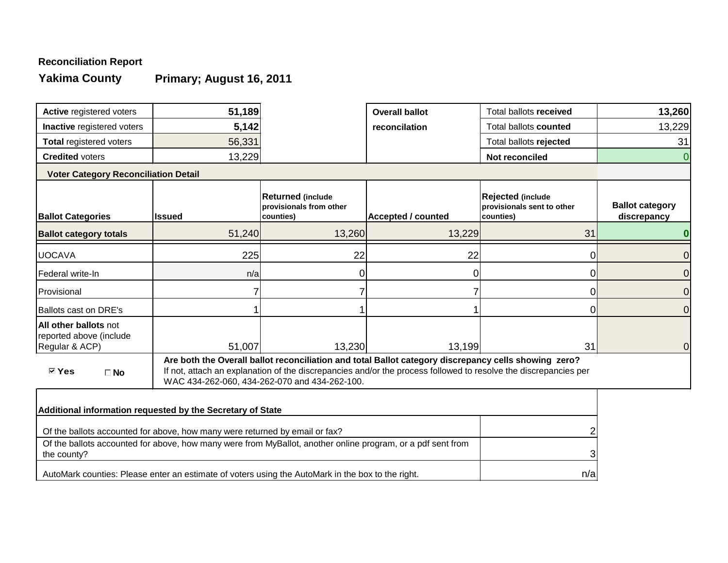**Reconciliation Report**

**Yakima County** **Primary; August 16, 2011**

| | | | | |
|---|---|---|---|---|
| **Active** registered voters | **51,189** | **Overall ballot reconcilation** | Total ballots **received** | **13,260** |
| **Inactive** registered voters | **5,142** | | Total ballots **counted** | 13,229 |
| **Total** registered voters | 56,331 | | Total ballots **rejected** | 31 |
| **Credited** voters | 13,229 | | **Not reconciled** | 0 |

**Voter Category Reconciliation Detail**

| **Ballot Categories** | **Issued** | **Returned (include provisionals from other counties)** | **Accepted / counted** | **Rejected (include provisionals sent to other counties)** | **Ballot category discrepancy** |
|---|---|---|---|---|---|
| **Ballot category totals** | 51,240 | 13,260 | 13,229 | 31 | **0** |
| UOCAVA | 225 | 22 | 22 | 0 | 0 |
| Federal write-In | n/a | 0 | 0 | 0 | 0 |
| Provisional | 7 | 7 | 7 | 0 | 0 |
| Ballots cast on DRE's | 1 | 1 | 1 | 0 | 0 |
| **All other ballots** not reported above (include Regular & ACP) | 51,007 | 13,230 | 13,199 | 31 | 0 |

☑ **Yes** ☐ **No**

**Are both the Overall ballot reconciliation and total Ballot category discrepancy cells showing zero?**
If not, attach an explanation of the discrepancies and/or the process followed to resolve the discrepancies per WAC 434-262-060, 434-262-070 and 434-262-100.

**Additional information requested by the Secretary of State**

| | |
|---|---|
| Of the ballots accounted for above, how many were returned by email or fax? | 2 |
| Of the ballots accounted for above, how many were from MyBallot, another online program, or a pdf sent from the county? | 3 |
| AutoMark counties: Please enter an estimate of voters using the AutoMark in the box to the right. | n/a |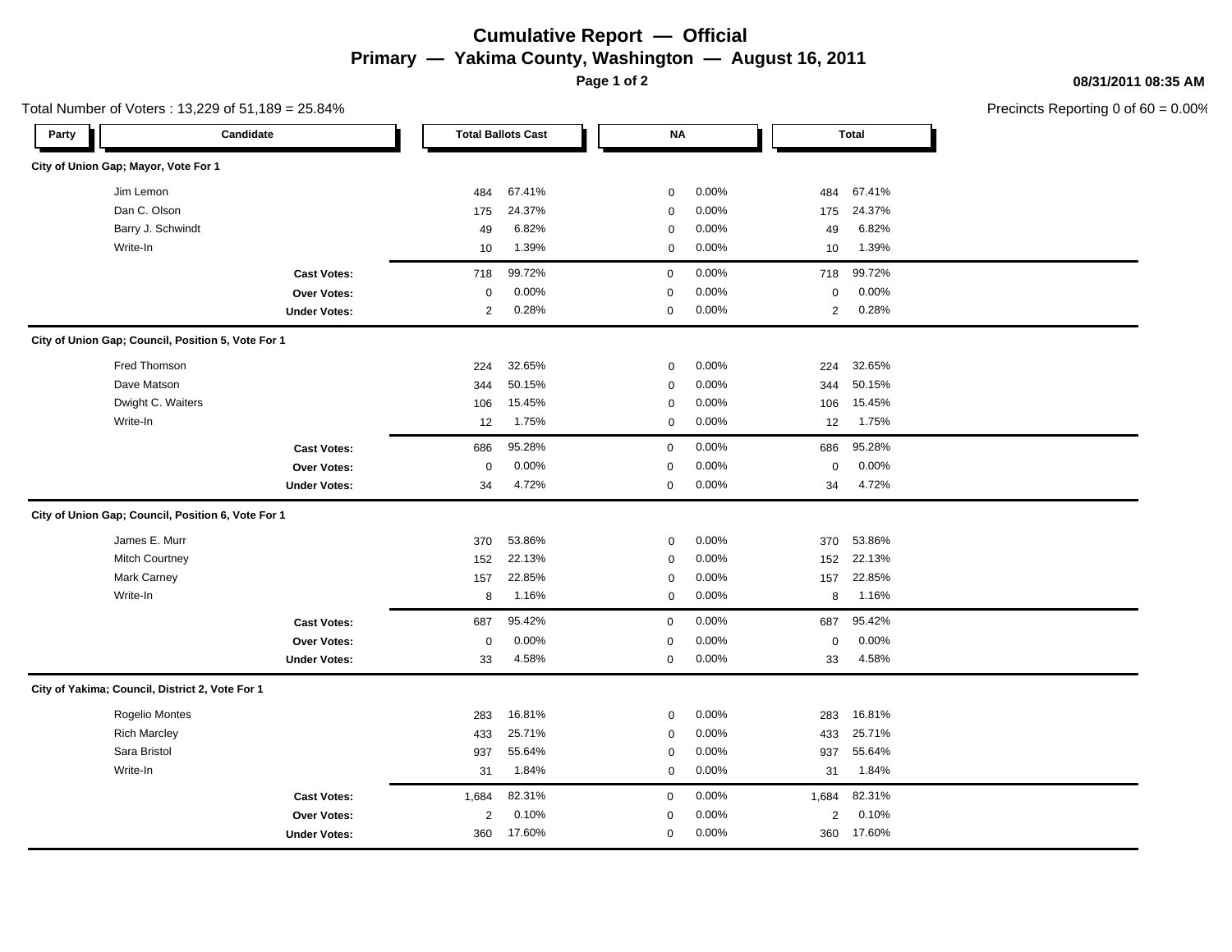# Cumulative Report — Official

## Primary — Yakima County, Washington — August 16, 2011

08/31/2011 08:35 AM

Total Number of Voters : 13,229 of 51,189 = 25.84%

Precincts Reporting 0 of 60 = 0.00%

| Party | Candidate | Total Ballots Cast | | NA | | Total | |
|---|---|---|---|---|---|---|---|
| **City of Union Gap; Mayor, Vote For 1** | | | | | | | |
| | Jim Lemon | 484 | 67.41% | 0 | 0.00% | 484 | 67.41% |
| | Dan C. Olson | 175 | 24.37% | 0 | 0.00% | 175 | 24.37% |
| | Barry J. Schwindt | 49 | 6.82% | 0 | 0.00% | 49 | 6.82% |
| | Write-In | 10 | 1.39% | 0 | 0.00% | 10 | 1.39% |
| | **Cast Votes:** | 718 | 99.72% | 0 | 0.00% | 718 | 99.72% |
| | **Over Votes:** | 0 | 0.00% | 0 | 0.00% | 0 | 0.00% |
| | **Under Votes:** | 2 | 0.28% | 0 | 0.00% | 2 | 0.28% |
| **City of Union Gap; Council, Position 5, Vote For 1** | | | | | | | |
| | Fred Thomson | 224 | 32.65% | 0 | 0.00% | 224 | 32.65% |
| | Dave Matson | 344 | 50.15% | 0 | 0.00% | 344 | 50.15% |
| | Dwight C. Waiters | 106 | 15.45% | 0 | 0.00% | 106 | 15.45% |
| | Write-In | 12 | 1.75% | 0 | 0.00% | 12 | 1.75% |
| | **Cast Votes:** | 686 | 95.28% | 0 | 0.00% | 686 | 95.28% |
| | **Over Votes:** | 0 | 0.00% | 0 | 0.00% | 0 | 0.00% |
| | **Under Votes:** | 34 | 4.72% | 0 | 0.00% | 34 | 4.72% |
| **City of Union Gap; Council, Position 6, Vote For 1** | | | | | | | |
| | James E. Murr | 370 | 53.86% | 0 | 0.00% | 370 | 53.86% |
| | Mitch Courtney | 152 | 22.13% | 0 | 0.00% | 152 | 22.13% |
| | Mark Carney | 157 | 22.85% | 0 | 0.00% | 157 | 22.85% |
| | Write-In | 8 | 1.16% | 0 | 0.00% | 8 | 1.16% |
| | **Cast Votes:** | 687 | 95.42% | 0 | 0.00% | 687 | 95.42% |
| | **Over Votes:** | 0 | 0.00% | 0 | 0.00% | 0 | 0.00% |
| | **Under Votes:** | 33 | 4.58% | 0 | 0.00% | 33 | 4.58% |
| **City of Yakima; Council, District 2, Vote For 1** | | | | | | | |
| | Rogelio Montes | 283 | 16.81% | 0 | 0.00% | 283 | 16.81% |
| | Rich Marcley | 433 | 25.71% | 0 | 0.00% | 433 | 25.71% |
| | Sara Bristol | 937 | 55.64% | 0 | 0.00% | 937 | 55.64% |
| | Write-In | 31 | 1.84% | 0 | 0.00% | 31 | 1.84% |
| | **Cast Votes:** | 1,684 | 82.31% | 0 | 0.00% | 1,684 | 82.31% |
| | **Over Votes:** | 2 | 0.10% | 0 | 0.00% | 2 | 0.10% |
| | **Under Votes:** | 360 | 17.60% | 0 | 0.00% | 360 | 17.60% |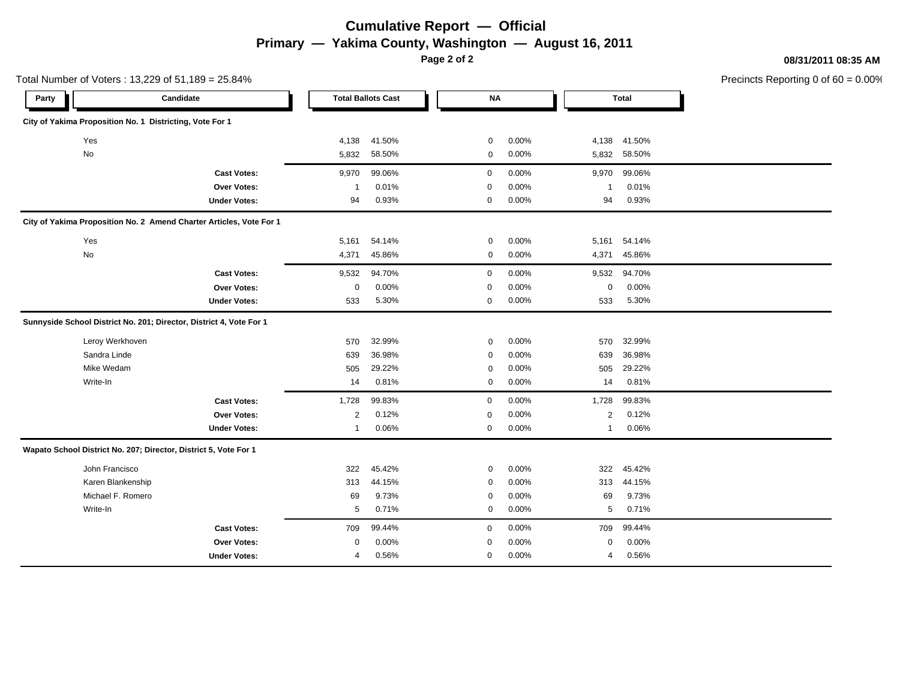# Cumulative Report — Official

## Primary — Yakima County, Washington — August 16, 2011

08/31/2011 08:35 AM

Total Number of Voters : 13,229 of 51,189 = 25.84%

Precincts Reporting 0 of 60 = 0.00%

| Party | Candidate | Total Ballots Cast | | NA | | Total | |
|---|---|---|---|---|---|---|---|
| **City of Yakima Proposition No. 1 Districting, Vote For 1** | | | | | | | |
| | Yes | 4,138 | 41.50% | 0 | 0.00% | 4,138 | 41.50% |
| | No | 5,832 | 58.50% | 0 | 0.00% | 5,832 | 58.50% |
| | **Cast Votes:** | 9,970 | 99.06% | 0 | 0.00% | 9,970 | 99.06% |
| | **Over Votes:** | 1 | 0.01% | 0 | 0.00% | 1 | 0.01% |
| | **Under Votes:** | 94 | 0.93% | 0 | 0.00% | 94 | 0.93% |
| **City of Yakima Proposition No. 2 Amend Charter Articles, Vote For 1** | | | | | | | |
| | Yes | 5,161 | 54.14% | 0 | 0.00% | 5,161 | 54.14% |
| | No | 4,371 | 45.86% | 0 | 0.00% | 4,371 | 45.86% |
| | **Cast Votes:** | 9,532 | 94.70% | 0 | 0.00% | 9,532 | 94.70% |
| | **Over Votes:** | 0 | 0.00% | 0 | 0.00% | 0 | 0.00% |
| | **Under Votes:** | 533 | 5.30% | 0 | 0.00% | 533 | 5.30% |
| **Sunnyside School District No. 201; Director, District 4, Vote For 1** | | | | | | | |
| | Leroy Werkhoven | 570 | 32.99% | 0 | 0.00% | 570 | 32.99% |
| | Sandra Linde | 639 | 36.98% | 0 | 0.00% | 639 | 36.98% |
| | Mike Wedam | 505 | 29.22% | 0 | 0.00% | 505 | 29.22% |
| | Write-In | 14 | 0.81% | 0 | 0.00% | 14 | 0.81% |
| | **Cast Votes:** | 1,728 | 99.83% | 0 | 0.00% | 1,728 | 99.83% |
| | **Over Votes:** | 2 | 0.12% | 0 | 0.00% | 2 | 0.12% |
| | **Under Votes:** | 1 | 0.06% | 0 | 0.00% | 1 | 0.06% |
| **Wapato School District No. 207; Director, District 5, Vote For 1** | | | | | | | |
| | John Francisco | 322 | 45.42% | 0 | 0.00% | 322 | 45.42% |
| | Karen Blankenship | 313 | 44.15% | 0 | 0.00% | 313 | 44.15% |
| | Michael F. Romero | 69 | 9.73% | 0 | 0.00% | 69 | 9.73% |
| | Write-In | 5 | 0.71% | 0 | 0.00% | 5 | 0.71% |
| | **Cast Votes:** | 709 | 99.44% | 0 | 0.00% | 709 | 99.44% |
| | **Over Votes:** | 0 | 0.00% | 0 | 0.00% | 0 | 0.00% |
| | **Under Votes:** | 4 | 0.56% | 0 | 0.00% | 4 | 0.56% |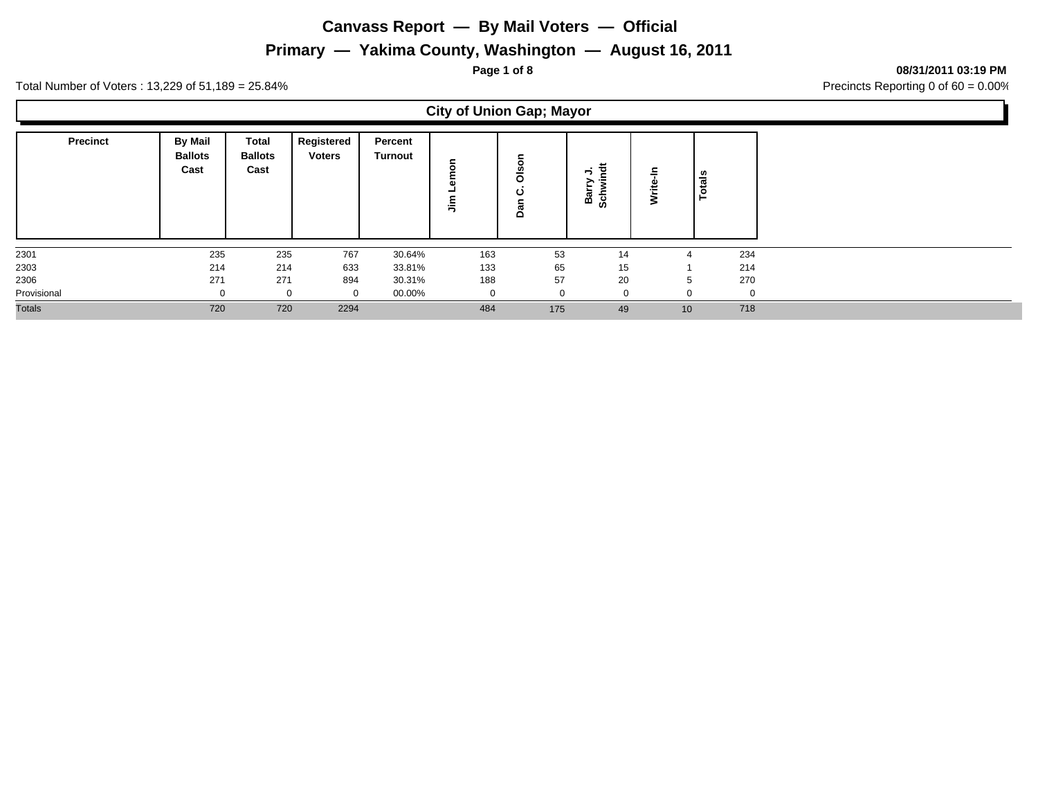# Canvass Report — By Mail Voters — Official

## Primary — Yakima County, Washington — August 16, 2011

08/31/2011 03:19 PM

Total Number of Voters : 13,229 of 51,189 = 25.84%

Precincts Reporting 0 of 60 = 0.00%

### City of Union Gap; Mayor

| Precinct | By Mail Ballots Cast | Total Ballots Cast | Registered Voters | Percent Turnout | Jim Lemon | Dan C. Olson | Barry J. Schwindt | Write-In | Totals |
|---|---|---|---|---|---|---|---|---|---|
| 2301 | 235 | 235 | 767 | 30.64% | 163 | 53 | 14 | 4 | 234 |
| 2303 | 214 | 214 | 633 | 33.81% | 133 | 65 | 15 | 1 | 214 |
| 2306 | 271 | 271 | 894 | 30.31% | 188 | 57 | 20 | 5 | 270 |
| Provisional | 0 | 0 | 0 | 00.00% | 0 | 0 | 0 | 0 | 0 |
| Totals | 720 | 720 | 2294 | | 484 | 175 | 49 | 10 | 718 |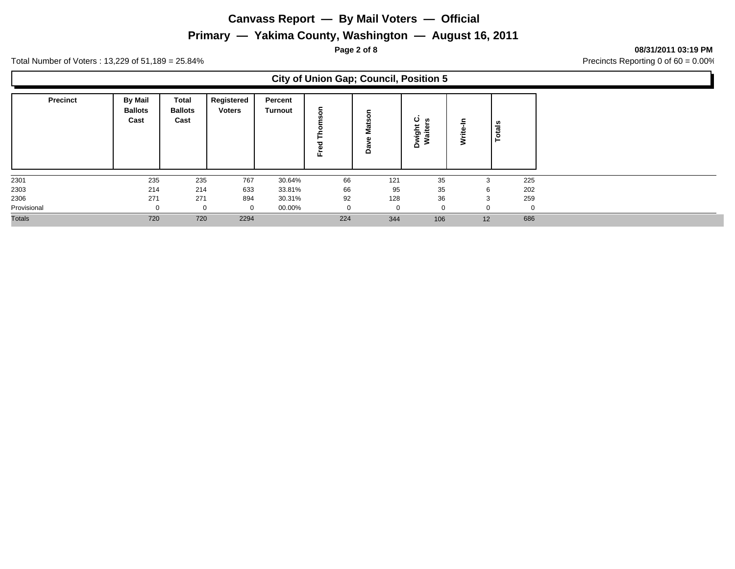# Canvass Report — By Mail Voters — Official

## Primary — Yakima County, Washington — August 16, 2011

**08/31/2011 03:19 PM**

Total Number of Voters : 13,229 of 51,189 = 25.84%

Precincts Reporting 0 of 60 = 0.00%

### City of Union Gap; Council, Position 5

| Precinct | By Mail Ballots Cast | Total Ballots Cast | Registered Voters | Percent Turnout | Fred Thomson | Dave Matson | Dwight C. Waiters | Write-In | Totals |
|---|---|---|---|---|---|---|---|---|---|
| 2301 | 235 | 235 | 767 | 30.64% | 66 | 121 | 35 | 3 | 225 |
| 2303 | 214 | 214 | 633 | 33.81% | 66 | 95 | 35 | 6 | 202 |
| 2306 | 271 | 271 | 894 | 30.31% | 92 | 128 | 36 | 3 | 259 |
| Provisional | 0 | 0 | 0 | 00.00% | 0 | 0 | 0 | 0 | 0 |
| Totals | 720 | 720 | 2294 | | 224 | 344 | 106 | 12 | 686 |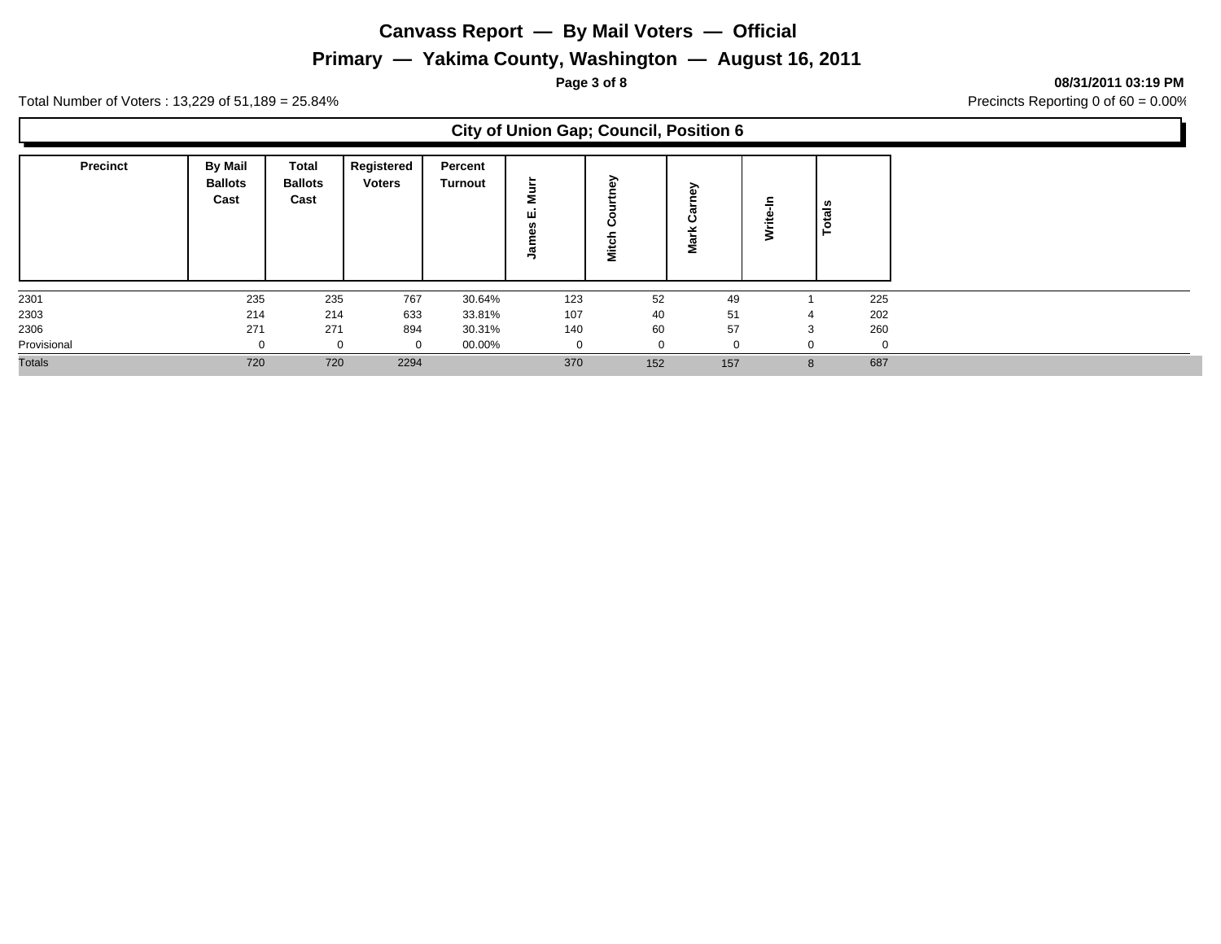# Canvass Report — By Mail Voters — Official

## Primary — Yakima County, Washington — August 16, 2011

**08/31/2011 03:19 PM**

Total Number of Voters : 13,229 of 51,189 = 25.84%

Precincts Reporting 0 of 60 = 0.00%

### City of Union Gap; Council, Position 6

| Precinct | By Mail Ballots Cast | Total Ballots Cast | Registered Voters | Percent Turnout | James E. Murr | Mitch Courtney | Mark Carney | Write-In | Totals |
|---|---|---|---|---|---|---|---|---|---|
| 2301 | 235 | 235 | 767 | 30.64% | 123 | 52 | 49 | 1 | 225 |
| 2303 | 214 | 214 | 633 | 33.81% | 107 | 40 | 51 | 4 | 202 |
| 2306 | 271 | 271 | 894 | 30.31% | 140 | 60 | 57 | 3 | 260 |
| Provisional | 0 | 0 | 0 | 00.00% | 0 | 0 | 0 | 0 | 0 |
| Totals | 720 | 720 | 2294 | | 370 | 152 | 157 | 8 | 687 |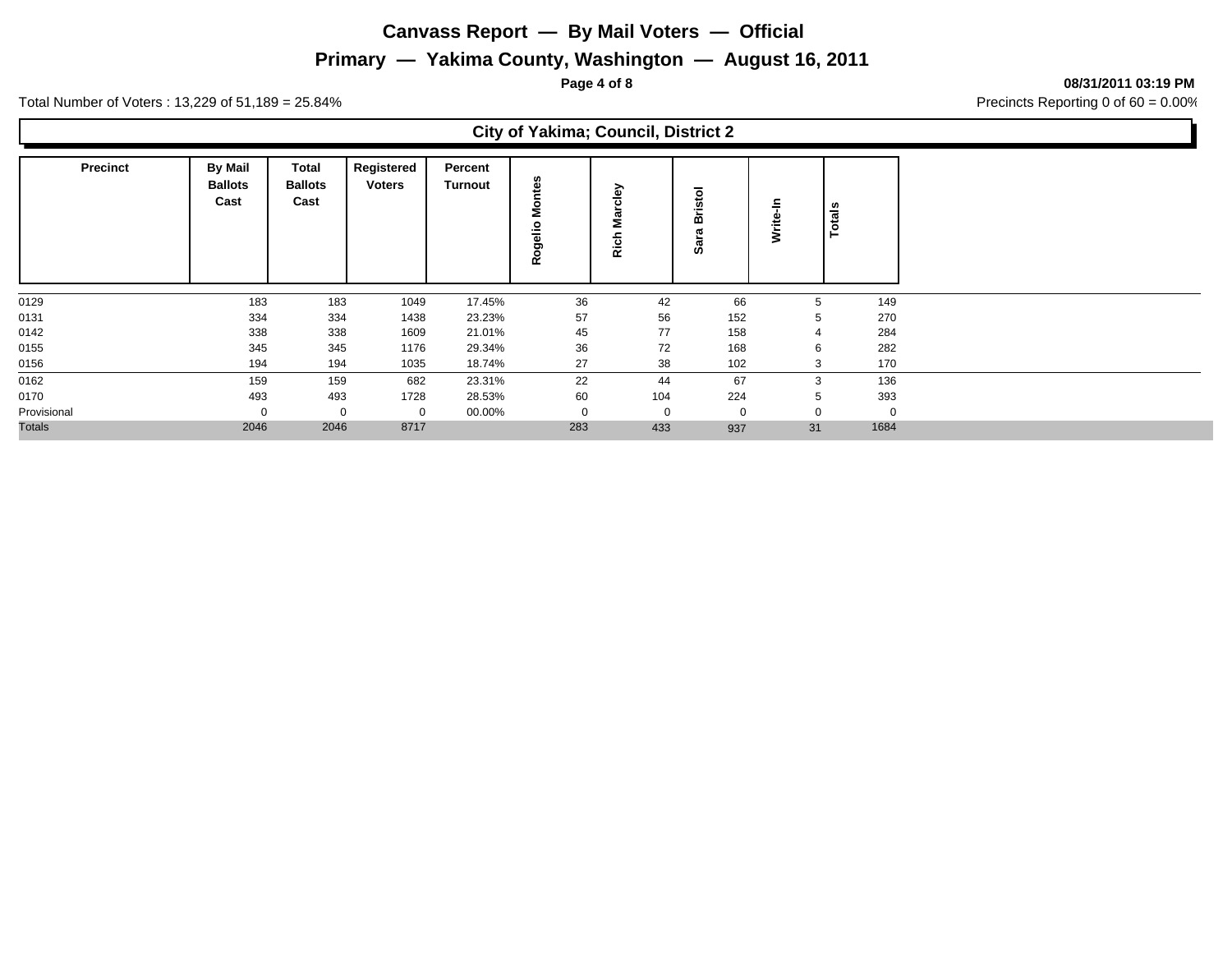# Canvass Report — By Mail Voters — Official

## Primary — Yakima County, Washington — August 16, 2011

Total Number of Voters : 13,229 of 51,189 = 25.84%

Precincts Reporting 0 of 60 = 0.00%

### City of Yakima; Council, District 2

| Precinct | By Mail Ballots Cast | Total Ballots Cast | Registered Voters | Percent Turnout | Rogelio Montes | Rich Marcley | Sara Bristol | Write-In | Totals |
|---|---|---|---|---|---|---|---|---|---|
| 0129 | 183 | 183 | 1049 | 17.45% | 36 | 42 | 66 | 5 | 149 |
| 0131 | 334 | 334 | 1438 | 23.23% | 57 | 56 | 152 | 5 | 270 |
| 0142 | 338 | 338 | 1609 | 21.01% | 45 | 77 | 158 | 4 | 284 |
| 0155 | 345 | 345 | 1176 | 29.34% | 36 | 72 | 168 | 6 | 282 |
| 0156 | 194 | 194 | 1035 | 18.74% | 27 | 38 | 102 | 3 | 170 |
| 0162 | 159 | 159 | 682 | 23.31% | 22 | 44 | 67 | 3 | 136 |
| 0170 | 493 | 493 | 1728 | 28.53% | 60 | 104 | 224 | 5 | 393 |
| Provisional | 0 | 0 | 0 | 00.00% | 0 | 0 | 0 | 0 | 0 |
| Totals | 2046 | 2046 | 8717 | | 283 | 433 | 937 | 31 | 1684 |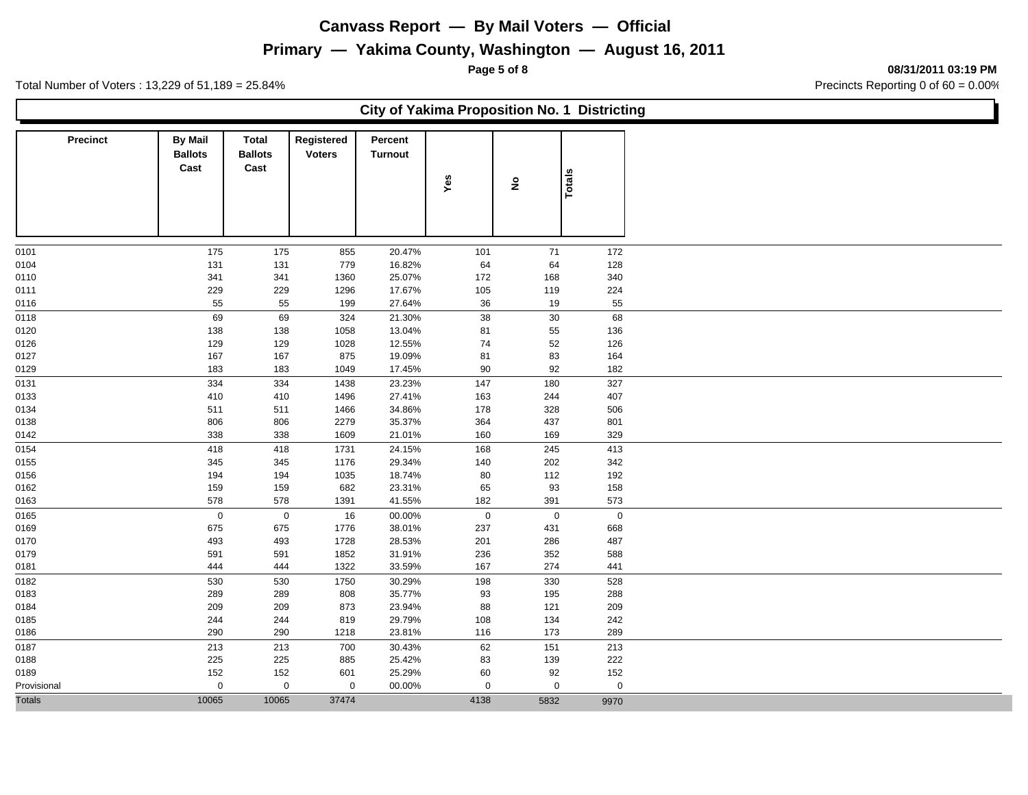# Canvass Report — By Mail Voters — Official

## Primary — Yakima County, Washington — August 16, 2011

08/31/2011 03:19 PM

Total Number of Voters : 13,229 of 51,189 = 25.84%

Precincts Reporting 0 of 60 = 0.00%

### City of Yakima Proposition No. 1 Districting

| Precinct | By Mail Ballots Cast | Total Ballots Cast | Registered Voters | Percent Turnout | Yes | No | Totals |
|---|---|---|---|---|---|---|---|
| 0101 | 175 | 175 | 855 | 20.47% | 101 | 71 | 172 |
| 0104 | 131 | 131 | 779 | 16.82% | 64 | 64 | 128 |
| 0110 | 341 | 341 | 1360 | 25.07% | 172 | 168 | 340 |
| 0111 | 229 | 229 | 1296 | 17.67% | 105 | 119 | 224 |
| 0116 | 55 | 55 | 199 | 27.64% | 36 | 19 | 55 |
| 0118 | 69 | 69 | 324 | 21.30% | 38 | 30 | 68 |
| 0120 | 138 | 138 | 1058 | 13.04% | 81 | 55 | 136 |
| 0126 | 129 | 129 | 1028 | 12.55% | 74 | 52 | 126 |
| 0127 | 167 | 167 | 875 | 19.09% | 81 | 83 | 164 |
| 0129 | 183 | 183 | 1049 | 17.45% | 90 | 92 | 182 |
| 0131 | 334 | 334 | 1438 | 23.23% | 147 | 180 | 327 |
| 0133 | 410 | 410 | 1496 | 27.41% | 163 | 244 | 407 |
| 0134 | 511 | 511 | 1466 | 34.86% | 178 | 328 | 506 |
| 0138 | 806 | 806 | 2279 | 35.37% | 364 | 437 | 801 |
| 0142 | 338 | 338 | 1609 | 21.01% | 160 | 169 | 329 |
| 0154 | 418 | 418 | 1731 | 24.15% | 168 | 245 | 413 |
| 0155 | 345 | 345 | 1176 | 29.34% | 140 | 202 | 342 |
| 0156 | 194 | 194 | 1035 | 18.74% | 80 | 112 | 192 |
| 0162 | 159 | 159 | 682 | 23.31% | 65 | 93 | 158 |
| 0163 | 578 | 578 | 1391 | 41.55% | 182 | 391 | 573 |
| 0165 | 0 | 0 | 16 | 00.00% | 0 | 0 | 0 |
| 0169 | 675 | 675 | 1776 | 38.01% | 237 | 431 | 668 |
| 0170 | 493 | 493 | 1728 | 28.53% | 201 | 286 | 487 |
| 0179 | 591 | 591 | 1852 | 31.91% | 236 | 352 | 588 |
| 0181 | 444 | 444 | 1322 | 33.59% | 167 | 274 | 441 |
| 0182 | 530 | 530 | 1750 | 30.29% | 198 | 330 | 528 |
| 0183 | 289 | 289 | 808 | 35.77% | 93 | 195 | 288 |
| 0184 | 209 | 209 | 873 | 23.94% | 88 | 121 | 209 |
| 0185 | 244 | 244 | 819 | 29.79% | 108 | 134 | 242 |
| 0186 | 290 | 290 | 1218 | 23.81% | 116 | 173 | 289 |
| 0187 | 213 | 213 | 700 | 30.43% | 62 | 151 | 213 |
| 0188 | 225 | 225 | 885 | 25.42% | 83 | 139 | 222 |
| 0189 | 152 | 152 | 601 | 25.29% | 60 | 92 | 152 |
| Provisional | 0 | 0 | 0 | 00.00% | 0 | 0 | 0 |
| Totals | 10065 | 10065 | 37474 | | 4138 | 5832 | 9970 |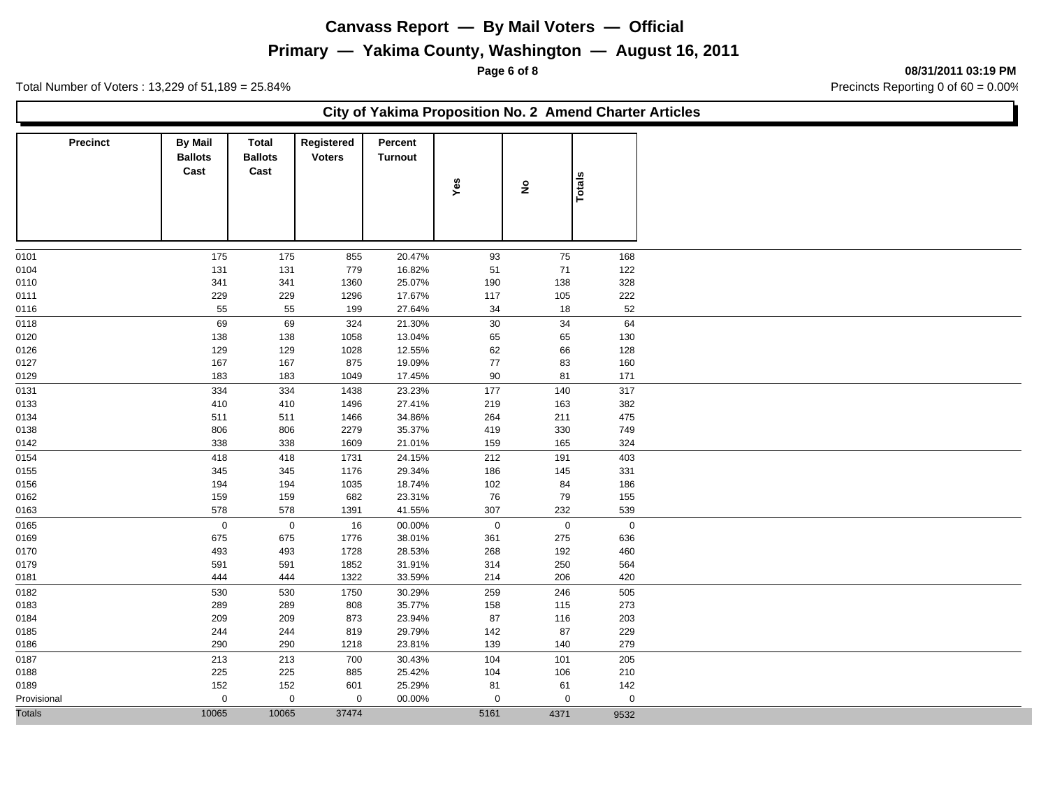# Canvass Report — By Mail Voters — Official

## Primary — Yakima County, Washington — August 16, 2011

Total Number of Voters : 13,229 of 51,189 = 25.84%

Precincts Reporting 0 of 60 = 0.00%

### City of Yakima Proposition No. 2 Amend Charter Articles

| Precinct | By Mail Ballots Cast | Total Ballots Cast | Registered Voters | Percent Turnout | Yes | No | Totals |
|---|---|---|---|---|---|---|---|
| 0101 | 175 | 175 | 855 | 20.47% | 93 | 75 | 168 |
| 0104 | 131 | 131 | 779 | 16.82% | 51 | 71 | 122 |
| 0110 | 341 | 341 | 1360 | 25.07% | 190 | 138 | 328 |
| 0111 | 229 | 229 | 1296 | 17.67% | 117 | 105 | 222 |
| 0116 | 55 | 55 | 199 | 27.64% | 34 | 18 | 52 |
| 0118 | 69 | 69 | 324 | 21.30% | 30 | 34 | 64 |
| 0120 | 138 | 138 | 1058 | 13.04% | 65 | 65 | 130 |
| 0126 | 129 | 129 | 1028 | 12.55% | 62 | 66 | 128 |
| 0127 | 167 | 167 | 875 | 19.09% | 77 | 83 | 160 |
| 0129 | 183 | 183 | 1049 | 17.45% | 90 | 81 | 171 |
| 0131 | 334 | 334 | 1438 | 23.23% | 177 | 140 | 317 |
| 0133 | 410 | 410 | 1496 | 27.41% | 219 | 163 | 382 |
| 0134 | 511 | 511 | 1466 | 34.86% | 264 | 211 | 475 |
| 0138 | 806 | 806 | 2279 | 35.37% | 419 | 330 | 749 |
| 0142 | 338 | 338 | 1609 | 21.01% | 159 | 165 | 324 |
| 0154 | 418 | 418 | 1731 | 24.15% | 212 | 191 | 403 |
| 0155 | 345 | 345 | 1176 | 29.34% | 186 | 145 | 331 |
| 0156 | 194 | 194 | 1035 | 18.74% | 102 | 84 | 186 |
| 0162 | 159 | 159 | 682 | 23.31% | 76 | 79 | 155 |
| 0163 | 578 | 578 | 1391 | 41.55% | 307 | 232 | 539 |
| 0165 | 0 | 0 | 16 | 00.00% | 0 | 0 | 0 |
| 0169 | 675 | 675 | 1776 | 38.01% | 361 | 275 | 636 |
| 0170 | 493 | 493 | 1728 | 28.53% | 268 | 192 | 460 |
| 0179 | 591 | 591 | 1852 | 31.91% | 314 | 250 | 564 |
| 0181 | 444 | 444 | 1322 | 33.59% | 214 | 206 | 420 |
| 0182 | 530 | 530 | 1750 | 30.29% | 259 | 246 | 505 |
| 0183 | 289 | 289 | 808 | 35.77% | 158 | 115 | 273 |
| 0184 | 209 | 209 | 873 | 23.94% | 87 | 116 | 203 |
| 0185 | 244 | 244 | 819 | 29.79% | 142 | 87 | 229 |
| 0186 | 290 | 290 | 1218 | 23.81% | 139 | 140 | 279 |
| 0187 | 213 | 213 | 700 | 30.43% | 104 | 101 | 205 |
| 0188 | 225 | 225 | 885 | 25.42% | 104 | 106 | 210 |
| 0189 | 152 | 152 | 601 | 25.29% | 81 | 61 | 142 |
| Provisional | 0 | 0 | 0 | 00.00% | 0 | 0 | 0 |
| Totals | 10065 | 10065 | 37474 | | 5161 | 4371 | 9532 |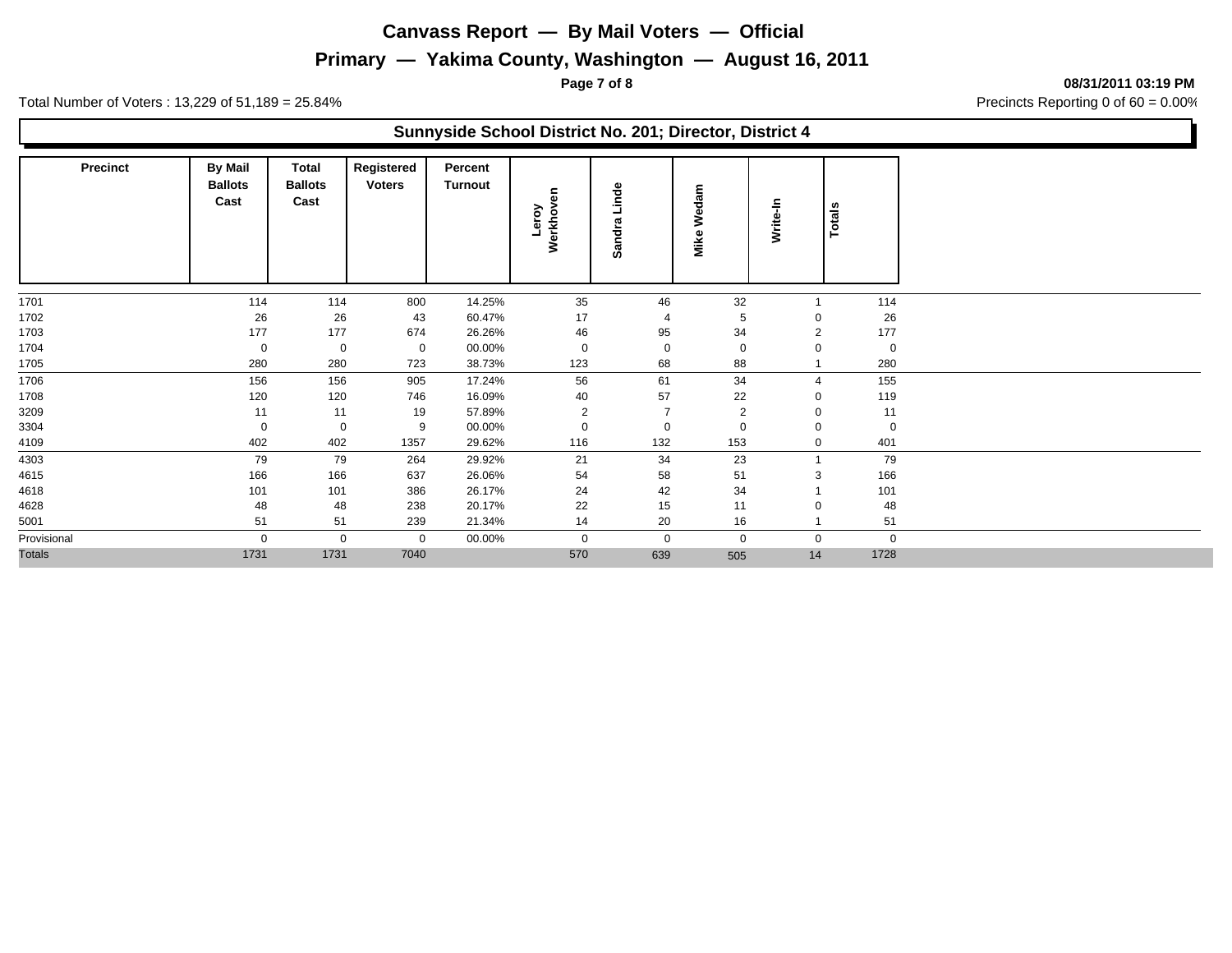# Canvass Report — By Mail Voters — Official

## Primary — Yakima County, Washington — August 16, 2011

**08/31/2011 03:19 PM**

Total Number of Voters : 13,229 of 51,189 = 25.84%

Precincts Reporting 0 of 60 = 0.00%

### Sunnyside School District No. 201; Director, District 4

| Precinct | By Mail Ballots Cast | Total Ballots Cast | Registered Voters | Percent Turnout | Leroy Werkhoven | Sandra Linde | Mike Wedam | Write-In | Totals |
|---|---|---|---|---|---|---|---|---|---|
| 1701 | 114 | 114 | 800 | 14.25% | 35 | 46 | 32 | 1 | 114 |
| 1702 | 26 | 26 | 43 | 60.47% | 17 | 4 | 5 | 0 | 26 |
| 1703 | 177 | 177 | 674 | 26.26% | 46 | 95 | 34 | 2 | 177 |
| 1704 | 0 | 0 | 0 | 00.00% | 0 | 0 | 0 | 0 | 0 |
| 1705 | 280 | 280 | 723 | 38.73% | 123 | 68 | 88 | 1 | 280 |
| 1706 | 156 | 156 | 905 | 17.24% | 56 | 61 | 34 | 4 | 155 |
| 1708 | 120 | 120 | 746 | 16.09% | 40 | 57 | 22 | 0 | 119 |
| 3209 | 11 | 11 | 19 | 57.89% | 2 | 7 | 2 | 0 | 11 |
| 3304 | 0 | 0 | 9 | 00.00% | 0 | 0 | 0 | 0 | 0 |
| 4109 | 402 | 402 | 1357 | 29.62% | 116 | 132 | 153 | 0 | 401 |
| 4303 | 79 | 79 | 264 | 29.92% | 21 | 34 | 23 | 1 | 79 |
| 4615 | 166 | 166 | 637 | 26.06% | 54 | 58 | 51 | 3 | 166 |
| 4618 | 101 | 101 | 386 | 26.17% | 24 | 42 | 34 | 1 | 101 |
| 4628 | 48 | 48 | 238 | 20.17% | 22 | 15 | 11 | 0 | 48 |
| 5001 | 51 | 51 | 239 | 21.34% | 14 | 20 | 16 | 1 | 51 |
| Provisional | 0 | 0 | 0 | 00.00% | 0 | 0 | 0 | 0 | 0 |
| Totals | 1731 | 1731 | 7040 | | 570 | 639 | 505 | 14 | 1728 |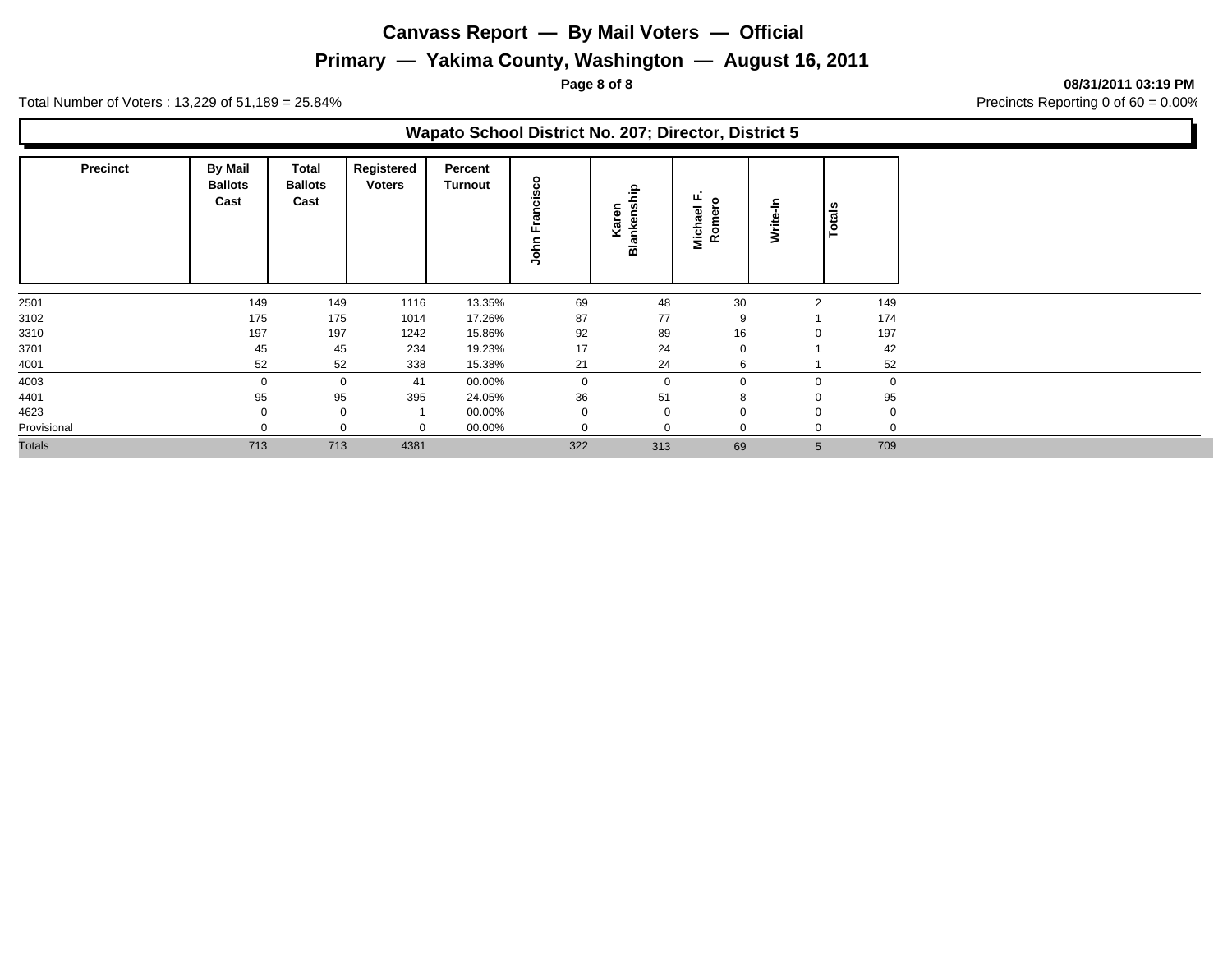# Canvass Report — By Mail Voters — Official

## Primary — Yakima County, Washington — August 16, 2011

**08/31/2011 03:19 PM**

Total Number of Voters : 13,229 of 51,189 = 25.84%

Precincts Reporting 0 of 60 = 0.00%

### Wapato School District No. 207; Director, District 5

| Precinct | By Mail Ballots Cast | Total Ballots Cast | Registered Voters | Percent Turnout | John Francisco | Karen Blankenship | Michael F. Romero | Write-In | Totals |
|---|---|---|---|---|---|---|---|---|---|
| 2501 | 149 | 149 | 1116 | 13.35% | 69 | 48 | 30 | 2 | 149 |
| 3102 | 175 | 175 | 1014 | 17.26% | 87 | 77 | 9 | 1 | 174 |
| 3310 | 197 | 197 | 1242 | 15.86% | 92 | 89 | 16 | 0 | 197 |
| 3701 | 45 | 45 | 234 | 19.23% | 17 | 24 | 0 | 1 | 42 |
| 4001 | 52 | 52 | 338 | 15.38% | 21 | 24 | 6 | 1 | 52 |
| 4003 | 0 | 0 | 41 | 00.00% | 0 | 0 | 0 | 0 | 0 |
| 4401 | 95 | 95 | 395 | 24.05% | 36 | 51 | 8 | 0 | 95 |
| 4623 | 0 | 0 | 1 | 00.00% | 0 | 0 | 0 | 0 | 0 |
| Provisional | 0 | 0 | 0 | 00.00% | 0 | 0 | 0 | 0 | 0 |
| Totals | 713 | 713 | 4381 | | 322 | 313 | 69 | 5 | 709 |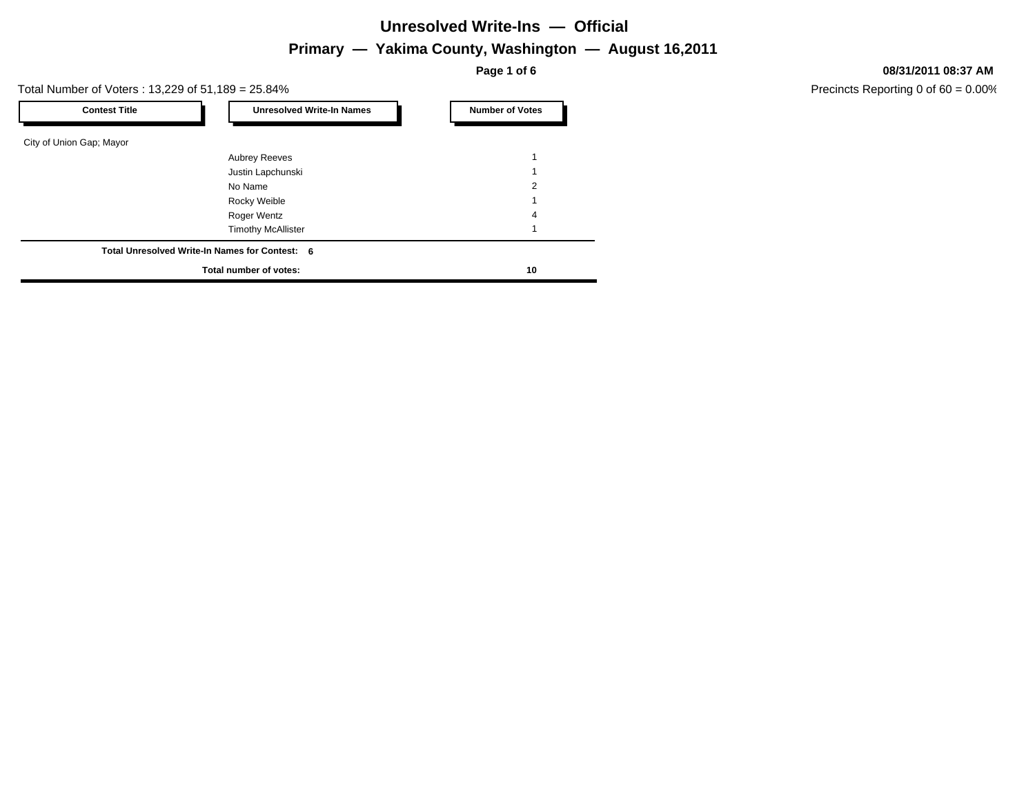# Unresolved Write-Ins — Official

## Primary — Yakima County, Washington — August 16,2011

**08/31/2011 08:37 AM**

Total Number of Voters : 13,229 of 51,189 = 25.84%

Precincts Reporting 0 of 60 = 0.00%

| Contest Title | Unresolved Write-In Names | Number of Votes |
|---|---|---|
| City of Union Gap; Mayor | | |
| | Aubrey Reeves | 1 |
| | Justin Lapchunski | 1 |
| | No Name | 2 |
| | Rocky Weible | 1 |
| | Roger Wentz | 4 |
| | Timothy McAllister | 1 |
| **Total Unresolved Write-In Names for Contest:** | **6** | |
| **Total number of votes:** | | **10** |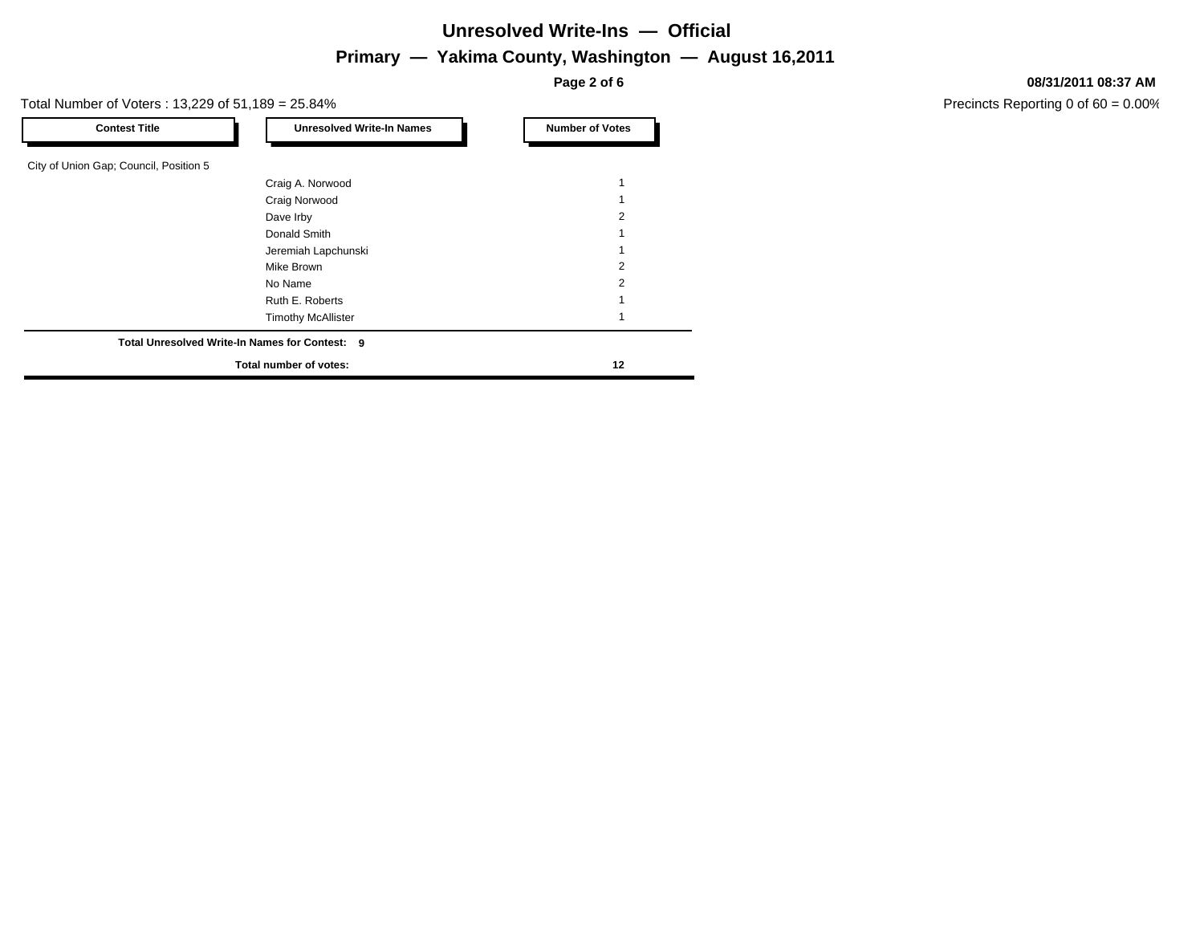# Unresolved Write-Ins — Official

## Primary — Yakima County, Washington — August 16,2011

08/31/2011 08:37 AM

Total Number of Voters : 13,229 of 51,189 = 25.84%

Precincts Reporting 0 of 60 = 0.00%

| Contest Title | Unresolved Write-In Names | Number of Votes |
|---|---|---|
| City of Union Gap; Council, Position 5 | | |
| | Craig A. Norwood | 1 |
| | Craig Norwood | 1 |
| | Dave Irby | 2 |
| | Donald Smith | 1 |
| | Jeremiah Lapchunski | 1 |
| | Mike Brown | 2 |
| | No Name | 2 |
| | Ruth E. Roberts | 1 |
| | Timothy McAllister | 1 |
| **Total Unresolved Write-In Names for Contest: 9** | | |
| | **Total number of votes:** | **12** |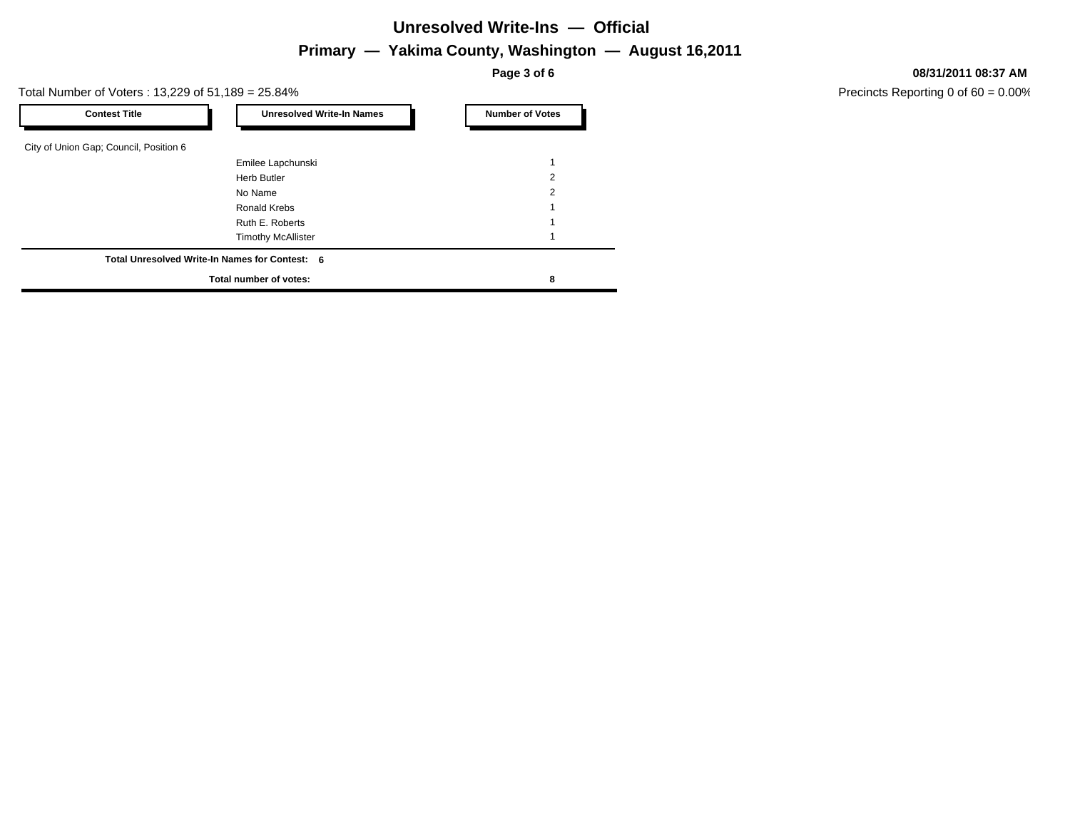# Unresolved Write-Ins — Official

## Primary — Yakima County, Washington — August 16,2011

08/31/2011 08:37 AM

Total Number of Voters : 13,229 of 51,189 = 25.84%

Precincts Reporting 0 of 60 = 0.00%

| Contest Title | Unresolved Write-In Names | Number of Votes |
|---|---|---|
| City of Union Gap; Council, Position 6 | | |
| | Emilee Lapchunski | 1 |
| | Herb Butler | 2 |
| | No Name | 2 |
| | Ronald Krebs | 1 |
| | Ruth E. Roberts | 1 |
| | Timothy McAllister | 1 |
| **Total Unresolved Write-In Names for Contest: 6** | | |
| **Total number of votes:** | | **8** |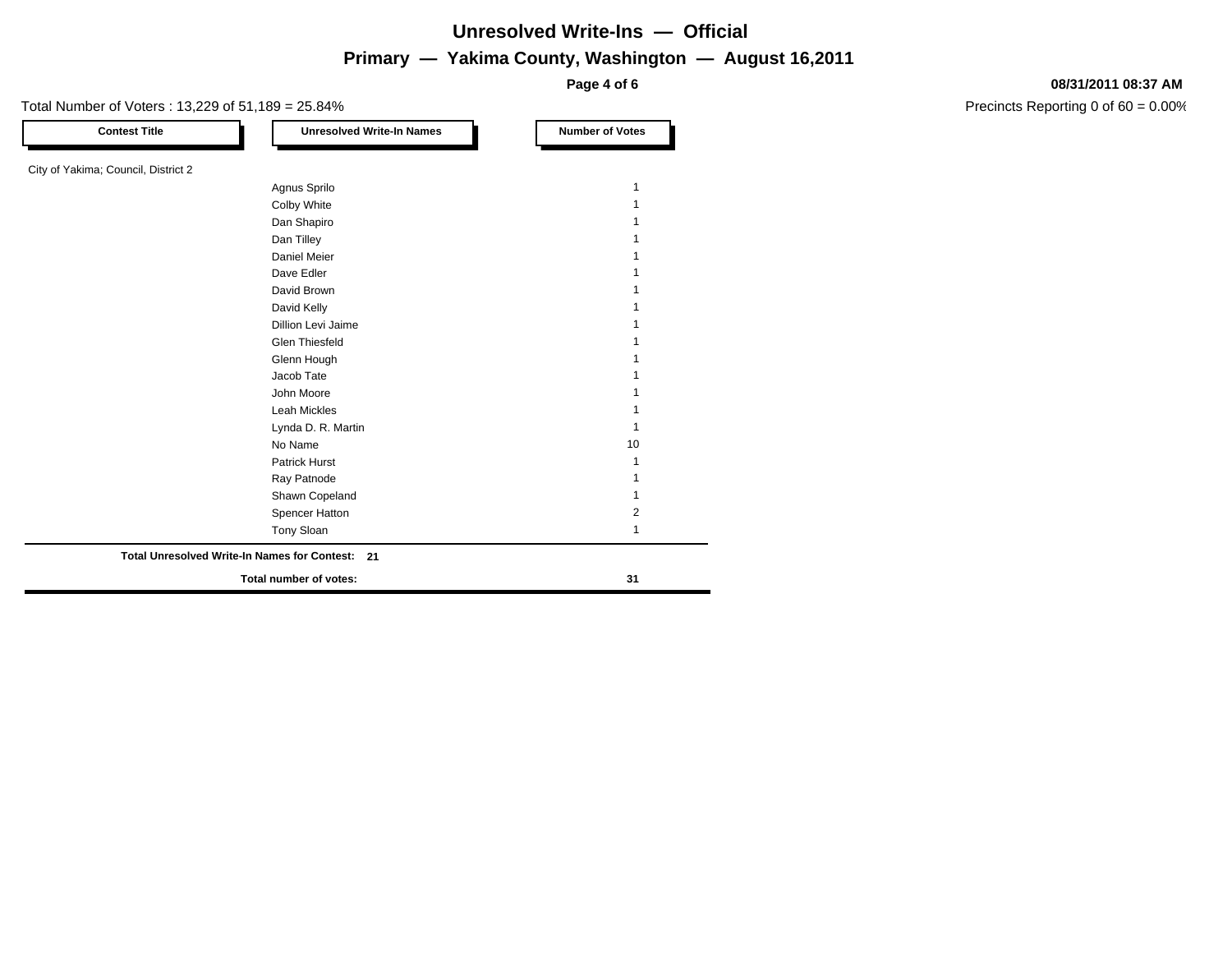# Unresolved Write-Ins — Official

## Primary — Yakima County, Washington — August 16,2011

**08/31/2011 08:37 AM**

Total Number of Voters : 13,229 of 51,189 = 25.84%

Precincts Reporting 0 of 60 = 0.00%

| Contest Title | Unresolved Write-In Names | Number of Votes |
|---|---|---|
| City of Yakima; Council, District 2 | | |
| | Agnus Sprilo | 1 |
| | Colby White | 1 |
| | Dan Shapiro | 1 |
| | Dan Tilley | 1 |
| | Daniel Meier | 1 |
| | Dave Edler | 1 |
| | David Brown | 1 |
| | David Kelly | 1 |
| | Dillion Levi Jaime | 1 |
| | Glen Thiesfeld | 1 |
| | Glenn Hough | 1 |
| | Jacob Tate | 1 |
| | John Moore | 1 |
| | Leah Mickles | 1 |
| | Lynda D. R. Martin | 1 |
| | No Name | 10 |
| | Patrick Hurst | 1 |
| | Ray Patnode | 1 |
| | Shawn Copeland | 1 |
| | Spencer Hatton | 2 |
| | Tony Sloan | 1 |
| **Total Unresolved Write-In Names for Contest: 21** | | |
| | **Total number of votes:** | **31** |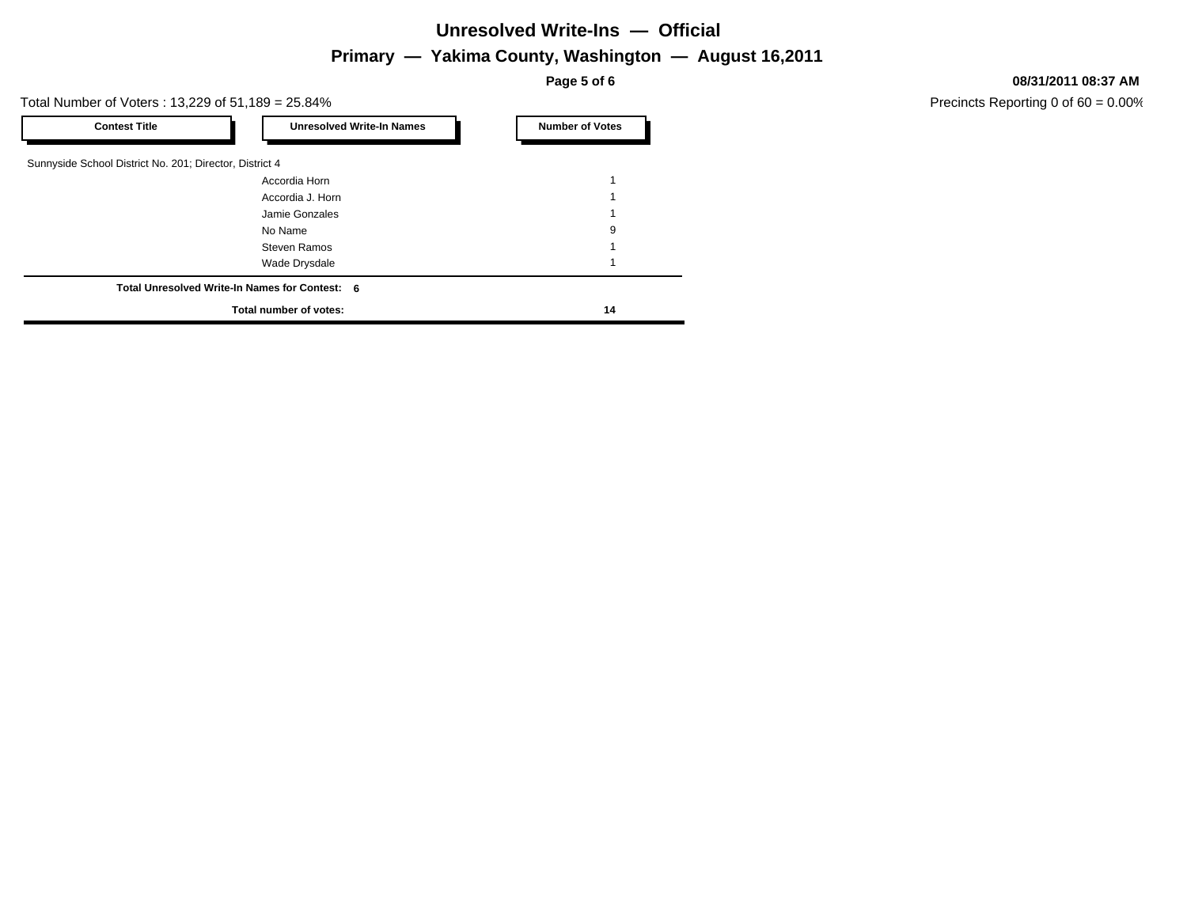# Unresolved Write-Ins — Official

## Primary — Yakima County, Washington — August 16,2011

**08/31/2011 08:37 AM**

Total Number of Voters : 13,229 of 51,189 = 25.84%

Precincts Reporting 0 of 60 = 0.00%

| Contest Title | Unresolved Write-In Names | Number of Votes |
|---|---|---|
| Sunnyside School District No. 201; Director, District 4 | | |
| | Accordia Horn | 1 |
| | Accordia J. Horn | 1 |
| | Jamie Gonzales | 1 |
| | No Name | 9 |
| | Steven Ramos | 1 |
| | Wade Drysdale | 1 |
| **Total Unresolved Write-In Names for Contest:** | **6** | |
| **Total number of votes:** | | **14** |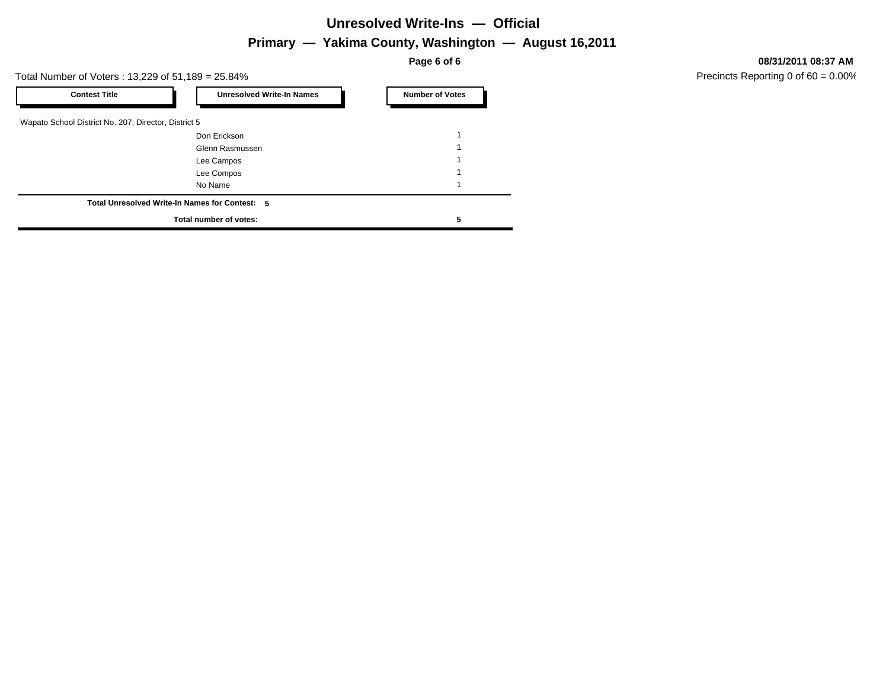# Unresolved Write-Ins — Official

## Primary — Yakima County, Washington — August 16,2011

**08/31/2011 08:37 AM**

Total Number of Voters : 13,229 of 51,189 = 25.84%

Precincts Reporting 0 of 60 = 0.00%

| Contest Title | Unresolved Write-In Names | Number of Votes |
|---|---|---|
| Wapato School District No. 207; Director, District 5 | | |
| | Don Erickson | 1 |
| | Glenn Rasmussen | 1 |
| | Lee Campos | 1 |
| | Lee Compos | 1 |
| | No Name | 1 |
| **Total Unresolved Write-In Names for Contest:** | **5** | |
| | **Total number of votes:** | **5** |